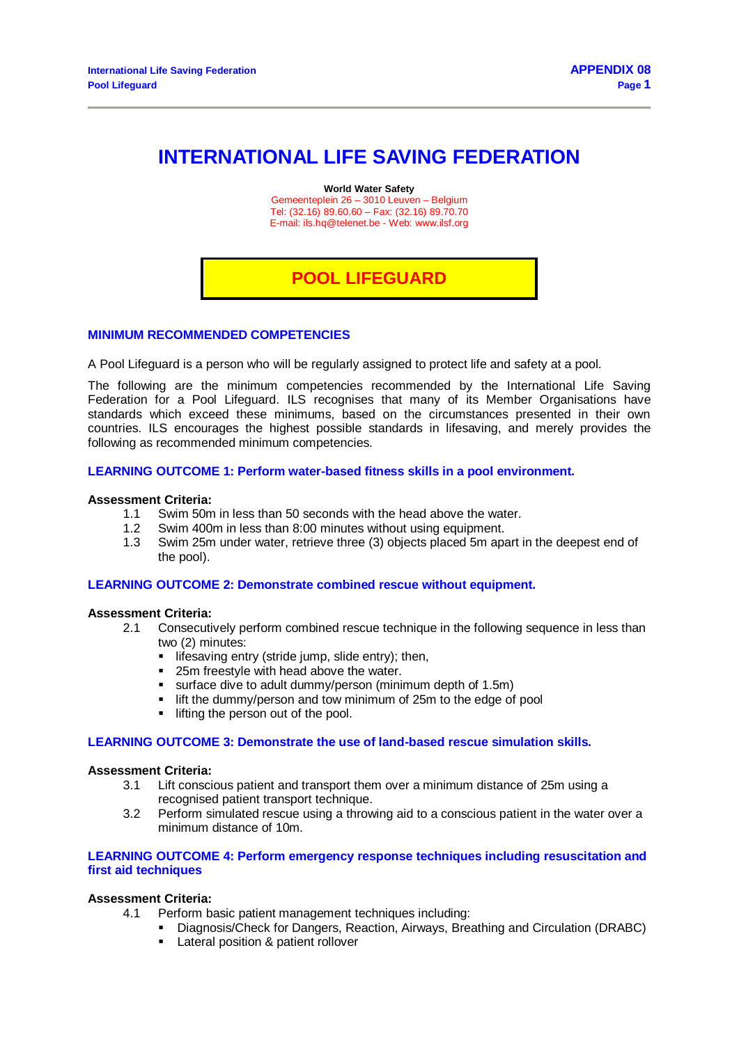# INTERNATIONAL LIFE SAVING FEDERATION

**World Water Safety**
Gemeenteplein 26 – 3010 Leuven – Belgium
Tel: (32.16) 89.60.60 – Fax: (32.16) 89.70.70
E-mail: ils.hq@telenet.be - Web: www.ilsf.org

## POOL LIFEGUARD

### MINIMUM RECOMMENDED COMPETENCIES

A Pool Lifeguard is a person who will be regularly assigned to protect life and safety at a pool.

The following are the minimum competencies recommended by the International Life Saving Federation for a Pool Lifeguard. ILS recognises that many of its Member Organisations have standards which exceed these minimums, based on the circumstances presented in their own countries. ILS encourages the highest possible standards in lifesaving, and merely provides the following as recommended minimum competencies.

### LEARNING OUTCOME 1: Perform water-based fitness skills in a pool environment.

**Assessment Criteria:**

1.1 Swim 50m in less than 50 seconds with the head above the water.

1.2 Swim 400m in less than 8:00 minutes without using equipment.

1.3 Swim 25m under water, retrieve three (3) objects placed 5m apart in the deepest end of the pool).

### LEARNING OUTCOME 2: Demonstrate combined rescue without equipment.

**Assessment Criteria:**

2.1 Consecutively perform combined rescue technique in the following sequence in less than two (2) minutes:
- lifesaving entry (stride jump, slide entry); then,
- 25m freestyle with head above the water.
- surface dive to adult dummy/person (minimum depth of 1.5m)
- lift the dummy/person and tow minimum of 25m to the edge of pool
- lifting the person out of the pool.

### LEARNING OUTCOME 3: Demonstrate the use of land-based rescue simulation skills.

**Assessment Criteria:**

3.1 Lift conscious patient and transport them over a minimum distance of 25m using a recognised patient transport technique.

3.2 Perform simulated rescue using a throwing aid to a conscious patient in the water over a minimum distance of 10m.

### LEARNING OUTCOME 4: Perform emergency response techniques including resuscitation and first aid techniques

**Assessment Criteria:**

4.1 Perform basic patient management techniques including:
- Diagnosis/Check for Dangers, Reaction, Airways, Breathing and Circulation (DRABC)
- Lateral position & patient rollover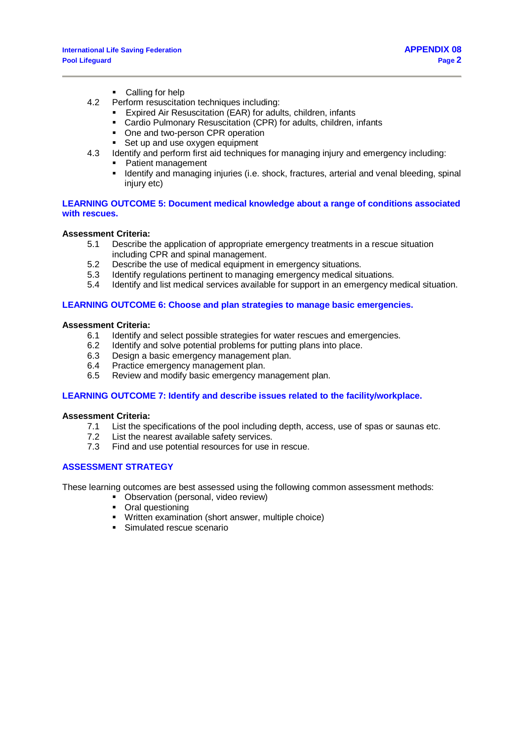- Calling for help

4.2 Perform resuscitation techniques including:
- Expired Air Resuscitation (EAR) for adults, children, infants
- Cardio Pulmonary Resuscitation (CPR) for adults, children, infants
- One and two-person CPR operation
- Set up and use oxygen equipment

4.3 Identify and perform first aid techniques for managing injury and emergency including:
- Patient management
- Identify and managing injuries (i.e. shock, fractures, arterial and venal bleeding, spinal injury etc)

## LEARNING OUTCOME 5: Document medical knowledge about a range of conditions associated with rescues.

**Assessment Criteria:**

5.1 Describe the application of appropriate emergency treatments in a rescue situation including CPR and spinal management.
5.2 Describe the use of medical equipment in emergency situations.
5.3 Identify regulations pertinent to managing emergency medical situations.
5.4 Identify and list medical services available for support in an emergency medical situation.

## LEARNING OUTCOME 6: Choose and plan strategies to manage basic emergencies.

**Assessment Criteria:**

6.1 Identify and select possible strategies for water rescues and emergencies.
6.2 Identify and solve potential problems for putting plans into place.
6.3 Design a basic emergency management plan.
6.4 Practice emergency management plan.
6.5 Review and modify basic emergency management plan.

## LEARNING OUTCOME 7: Identify and describe issues related to the facility/workplace.

**Assessment Criteria:**

7.1 List the specifications of the pool including depth, access, use of spas or saunas etc.
7.2 List the nearest available safety services.
7.3 Find and use potential resources for use in rescue.

## ASSESSMENT STRATEGY

These learning outcomes are best assessed using the following common assessment methods:

- Observation (personal, video review)
- Oral questioning
- Written examination (short answer, multiple choice)
- Simulated rescue scenario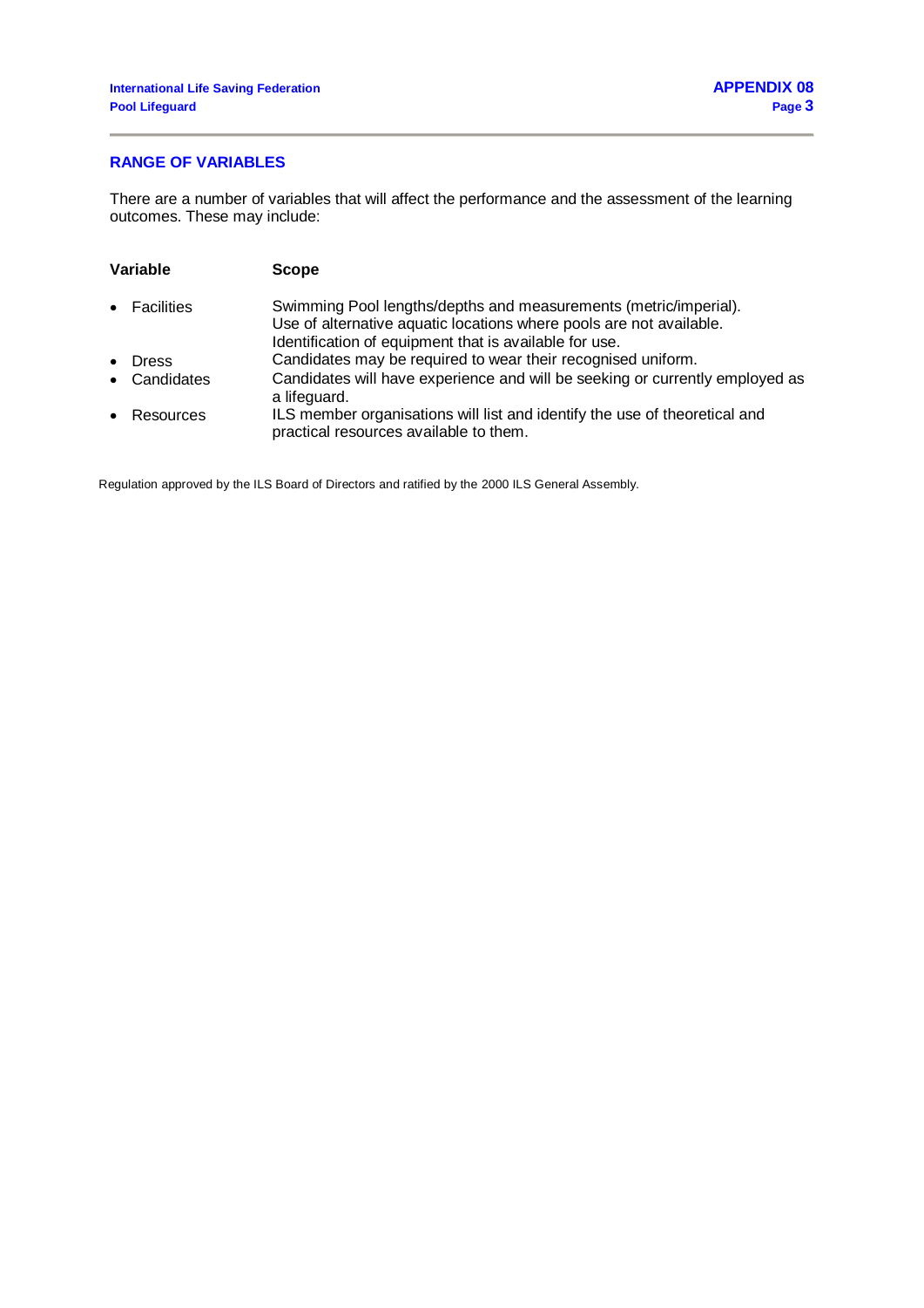## RANGE OF VARIABLES

There are a number of variables that will affect the performance and the assessment of the learning outcomes. These may include:

| Variable | Scope |
|---|---|
| • Facilities | Swimming Pool lengths/depths and measurements (metric/imperial).<br>Use of alternative aquatic locations where pools are not available.<br>Identification of equipment that is available for use. |
| • Dress | Candidates may be required to wear their recognised uniform. |
| • Candidates | Candidates will have experience and will be seeking or currently employed as a lifeguard. |
| • Resources | ILS member organisations will list and identify the use of theoretical and practical resources available to them. |

Regulation approved by the ILS Board of Directors and ratified by the 2000 ILS General Assembly.